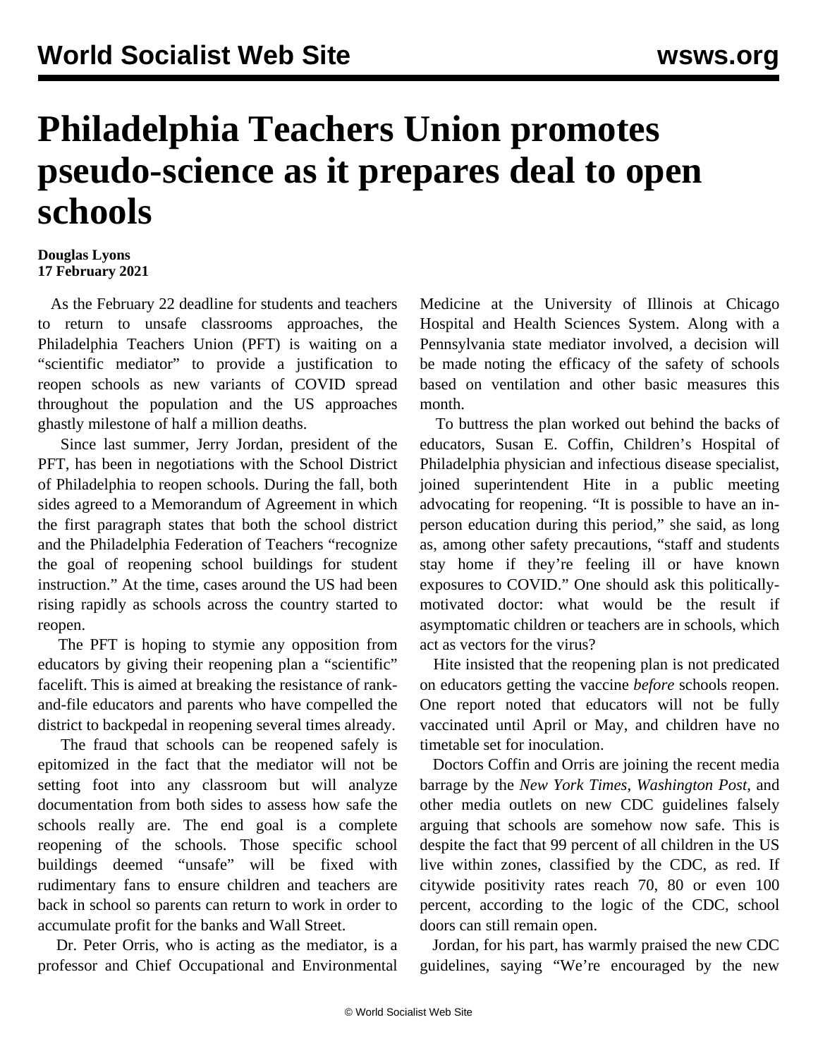# Philadelphia Teachers Union promotes pseudo-science as it prepares deal to open schools

**Douglas Lyons**
**17 February 2021**

As the February 22 deadline for students and teachers to return to unsafe classrooms approaches, the Philadelphia Teachers Union (PFT) is waiting on a "scientific mediator" to provide a justification to reopen schools as new variants of COVID spread throughout the population and the US approaches ghastly milestone of half a million deaths.

Since last summer, Jerry Jordan, president of the PFT, has been in negotiations with the School District of Philadelphia to reopen schools. During the fall, both sides agreed to a Memorandum of Agreement in which the first paragraph states that both the school district and the Philadelphia Federation of Teachers "recognize the goal of reopening school buildings for student instruction." At the time, cases around the US had been rising rapidly as schools across the country started to reopen.

The PFT is hoping to stymie any opposition from educators by giving their reopening plan a "scientific" facelift. This is aimed at breaking the resistance of rank-and-file educators and parents who have compelled the district to backpedal in reopening several times already.

The fraud that schools can be reopened safely is epitomized in the fact that the mediator will not be setting foot into any classroom but will analyze documentation from both sides to assess how safe the schools really are. The end goal is a complete reopening of the schools. Those specific school buildings deemed "unsafe" will be fixed with rudimentary fans to ensure children and teachers are back in school so parents can return to work in order to accumulate profit for the banks and Wall Street.

Dr. Peter Orris, who is acting as the mediator, is a professor and Chief Occupational and Environmental Medicine at the University of Illinois at Chicago Hospital and Health Sciences System. Along with a Pennsylvania state mediator involved, a decision will be made noting the efficacy of the safety of schools based on ventilation and other basic measures this month.

To buttress the plan worked out behind the backs of educators, Susan E. Coffin, Children's Hospital of Philadelphia physician and infectious disease specialist, joined superintendent Hite in a public meeting advocating for reopening. "It is possible to have an in-person education during this period," she said, as long as, among other safety precautions, "staff and students stay home if they're feeling ill or have known exposures to COVID." One should ask this politically-motivated doctor: what would be the result if asymptomatic children or teachers are in schools, which act as vectors for the virus?

Hite insisted that the reopening plan is not predicated on educators getting the vaccine *before* schools reopen. One report noted that educators will not be fully vaccinated until April or May, and children have no timetable set for inoculation.

Doctors Coffin and Orris are joining the recent media barrage by the *New York Times*, *Washington Post*, and other media outlets on new CDC guidelines falsely arguing that schools are somehow now safe. This is despite the fact that 99 percent of all children in the US live within zones, classified by the CDC, as red. If citywide positivity rates reach 70, 80 or even 100 percent, according to the logic of the CDC, school doors can still remain open.

Jordan, for his part, has warmly praised the new CDC guidelines, saying "We're encouraged by the new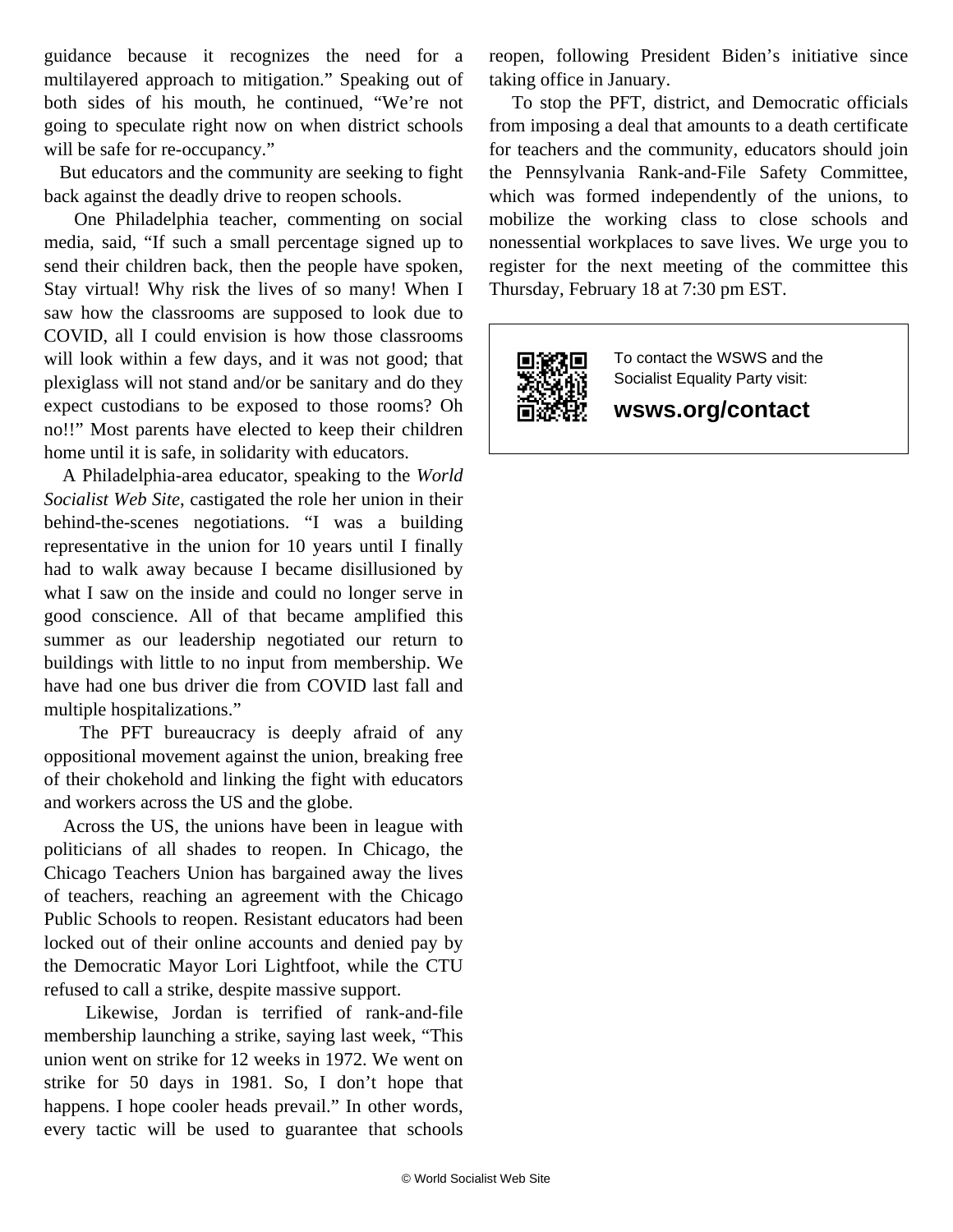guidance because it recognizes the need for a multilayered approach to mitigation." Speaking out of both sides of his mouth, he continued, "We're not going to speculate right now on when district schools will be safe for re-occupancy."

But educators and the community are seeking to fight back against the deadly drive to reopen schools.

One Philadelphia teacher, commenting on social media, said, "If such a small percentage signed up to send their children back, then the people have spoken, Stay virtual! Why risk the lives of so many! When I saw how the classrooms are supposed to look due to COVID, all I could envision is how those classrooms will look within a few days, and it was not good; that plexiglass will not stand and/or be sanitary and do they expect custodians to be exposed to those rooms? Oh no!!" Most parents have elected to keep their children home until it is safe, in solidarity with educators.

A Philadelphia-area educator, speaking to the *World Socialist Web Site*, castigated the role her union in their behind-the-scenes negotiations. "I was a building representative in the union for 10 years until I finally had to walk away because I became disillusioned by what I saw on the inside and could no longer serve in good conscience. All of that became amplified this summer as our leadership negotiated our return to buildings with little to no input from membership. We have had one bus driver die from COVID last fall and multiple hospitalizations."

The PFT bureaucracy is deeply afraid of any oppositional movement against the union, breaking free of their chokehold and linking the fight with educators and workers across the US and the globe.

Across the US, the unions have been in league with politicians of all shades to reopen. In Chicago, the Chicago Teachers Union has bargained away the lives of teachers, reaching an agreement with the Chicago Public Schools to reopen. Resistant educators had been locked out of their online accounts and denied pay by the Democratic Mayor Lori Lightfoot, while the CTU refused to call a strike, despite massive support.

Likewise, Jordan is terrified of rank-and-file membership launching a strike, saying last week, "This union went on strike for 12 weeks in 1972. We went on strike for 50 days in 1981. So, I don't hope that happens. I hope cooler heads prevail." In other words, every tactic will be used to guarantee that schools reopen, following President Biden's initiative since taking office in January.

To stop the PFT, district, and Democratic officials from imposing a deal that amounts to a death certificate for teachers and the community, educators should join the Pennsylvania Rank-and-File Safety Committee, which was formed independently of the unions, to mobilize the working class to close schools and nonessential workplaces to save lives. We urge you to register for the next meeting of the committee this Thursday, February 18 at 7:30 pm EST.

To contact the WSWS and the Socialist Equality Party visit:

**wsws.org/contact**